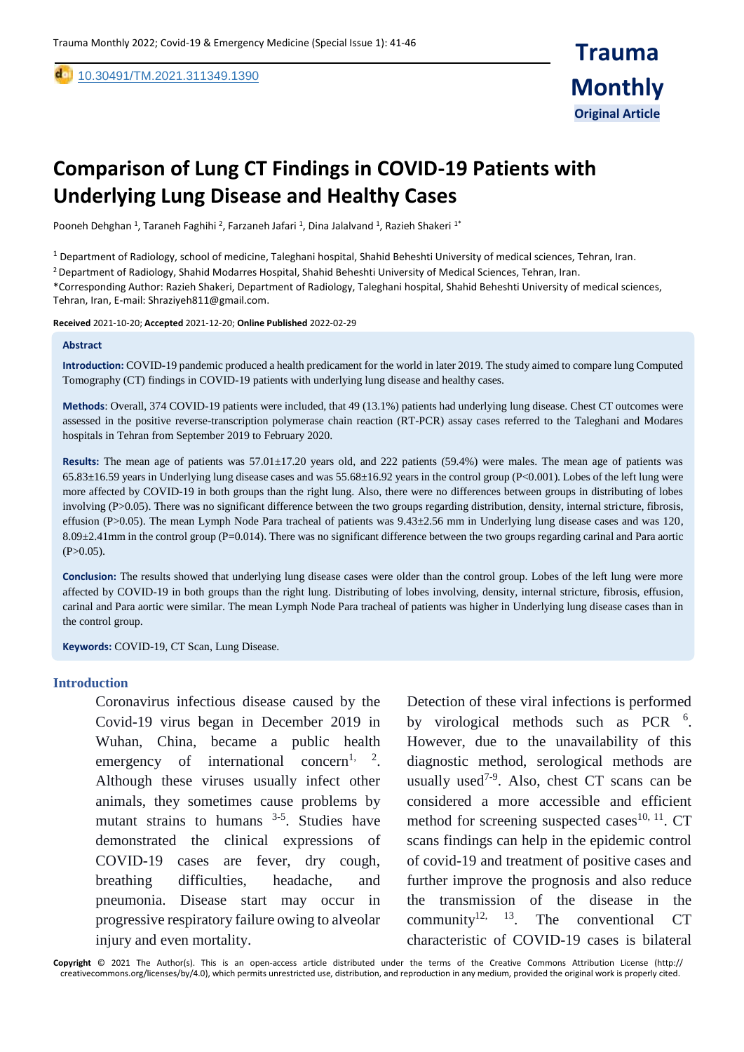10.30491/TM.2021.311349.1390

Trauma Monthly

Original Article

# Comparison of Lung CT Findings in COVID-19 Patients with Underlying Lung Disease and Healthy Cases

Pooneh Dehghan [1], Taraneh Faghihi [2], Farzaneh Jafari [1], Dina Jalalvand [1], Razieh Shakeri [1*]

[1] Department of Radiology, school of medicine, Taleghani hospital, Shahid Beheshti University of medical sciences, Tehran, Iran.

[2] Department of Radiology, Shahid Modarres Hospital, Shahid Beheshti University of Medical Sciences, Tehran, Iran.

*Corresponding Author: Razieh Shakeri, Department of Radiology, Taleghani hospital, Shahid Beheshti University of medical sciences, Tehran, Iran, E-mail: Shraziyeh811@gmail.com.

**Received** 2021-10-20; **Accepted** 2021-12-20; **Online Published** 2022-02-29

## Abstract

**Introduction:** COVID-19 pandemic produced a health predicament for the world in later 2019. The study aimed to compare lung Computed Tomography (CT) findings in COVID-19 patients with underlying lung disease and healthy cases.

**Methods**: Overall, 374 COVID-19 patients were included, that 49 (13.1%) patients had underlying lung disease. Chest CT outcomes were assessed in the positive reverse-transcription polymerase chain reaction (RT-PCR) assay cases referred to the Taleghani and Modares hospitals in Tehran from September 2019 to February 2020.

**Results:** The mean age of patients was 57.01±17.20 years old, and 222 patients (59.4%) were males. The mean age of patients was 65.83±16.59 years in Underlying lung disease cases and was 55.68±16.92 years in the control group (P<0.001). Lobes of the left lung were more affected by COVID-19 in both groups than the right lung. Also, there were no differences between groups in distributing of lobes involving (P>0.05). There was no significant difference between the two groups regarding distribution, density, internal stricture, fibrosis, effusion (P>0.05). The mean Lymph Node Para tracheal of patients was 9.43±2.56 mm in Underlying lung disease cases and was 120, 8.09±2.41mm in the control group (P=0.014). There was no significant difference between the two groups regarding carinal and Para aortic (P>0.05).

**Conclusion:** The results showed that underlying lung disease cases were older than the control group. Lobes of the left lung were more affected by COVID-19 in both groups than the right lung. Distributing of lobes involving, density, internal stricture, fibrosis, effusion, carinal and Para aortic were similar. The mean Lymph Node Para tracheal of patients was higher in Underlying lung disease cases than in the control group.

**Keywords:** COVID-19, CT Scan, Lung Disease.

## Introduction

Coronavirus infectious disease caused by the Covid-19 virus began in December 2019 in Wuhan, China, became a public health emergency of international concern[1, 2]. Although these viruses usually infect other animals, they sometimes cause problems by mutant strains to humans [3-5]. Studies have demonstrated the clinical expressions of COVID-19 cases are fever, dry cough, breathing difficulties, headache, and pneumonia. Disease start may occur in progressive respiratory failure owing to alveolar injury and even mortality.

Detection of these viral infections is performed by virological methods such as PCR [6]. However, due to the unavailability of this diagnostic method, serological methods are usually used[7-9]. Also, chest CT scans can be considered a more accessible and efficient method for screening suspected cases[10, 11]. CT scans findings can help in the epidemic control of covid-19 and treatment of positive cases and further improve the prognosis and also reduce the transmission of the disease in the community[12, 13]. The conventional CT characteristic of COVID-19 cases is bilateral

**Copyright** © 2021 The Author(s). This is an open-access article distributed under the terms of the Creative Commons Attribution License (http:// creativecommons.org/licenses/by/4.0), which permits unrestricted use, distribution, and reproduction in any medium, provided the original work is properly cited.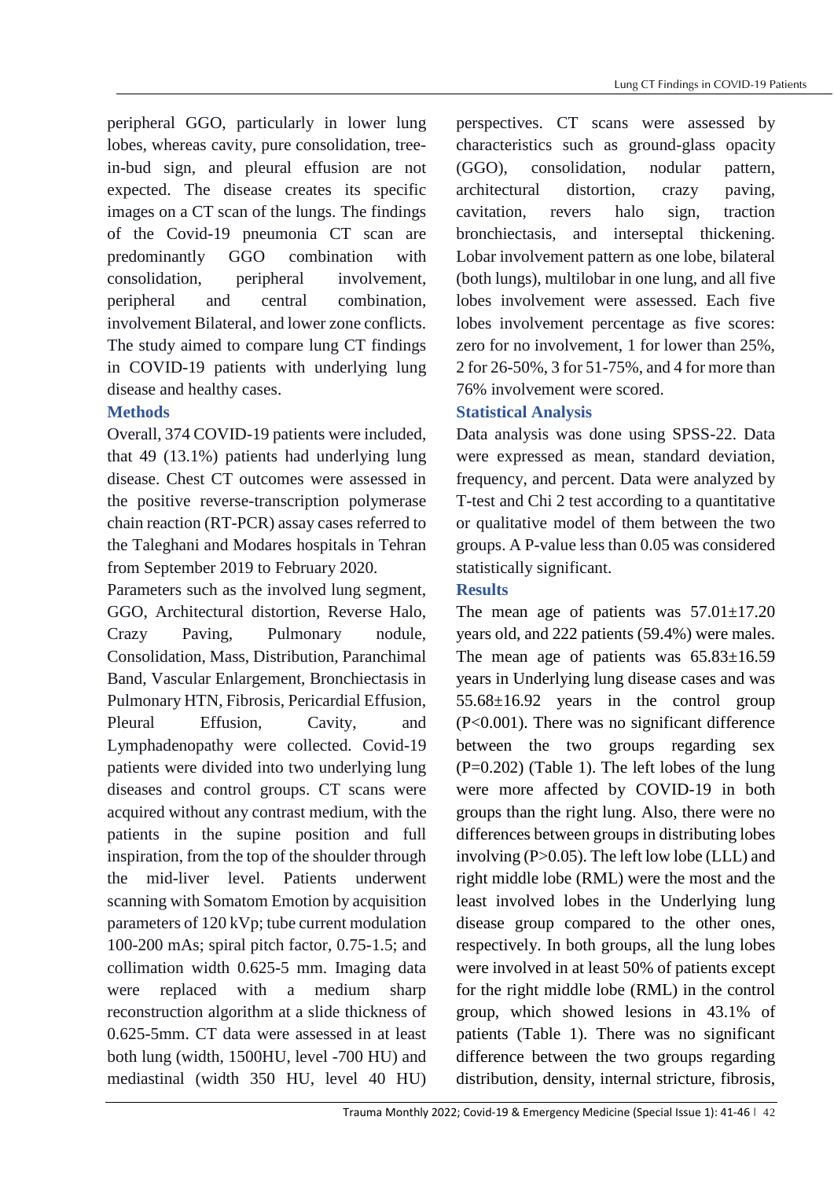peripheral GGO, particularly in lower lung lobes, whereas cavity, pure consolidation, tree-in-bud sign, and pleural effusion are not expected. The disease creates its specific images on a CT scan of the lungs. The findings of the Covid-19 pneumonia CT scan are predominantly GGO combination with consolidation, peripheral involvement, peripheral and central combination, involvement Bilateral, and lower zone conflicts. The study aimed to compare lung CT findings in COVID-19 patients with underlying lung disease and healthy cases.

## Methods

Overall, 374 COVID-19 patients were included, that 49 (13.1%) patients had underlying lung disease. Chest CT outcomes were assessed in the positive reverse-transcription polymerase chain reaction (RT-PCR) assay cases referred to the Taleghani and Modares hospitals in Tehran from September 2019 to February 2020.

Parameters such as the involved lung segment, GGO, Architectural distortion, Reverse Halo, Crazy Paving, Pulmonary nodule, Consolidation, Mass, Distribution, Paranchimal Band, Vascular Enlargement, Bronchiectasis in Pulmonary HTN, Fibrosis, Pericardial Effusion, Pleural Effusion, Cavity, and Lymphadenopathy were collected. Covid-19 patients were divided into two underlying lung diseases and control groups. CT scans were acquired without any contrast medium, with the patients in the supine position and full inspiration, from the top of the shoulder through the mid-liver level. Patients underwent scanning with Somatom Emotion by acquisition parameters of 120 kVp; tube current modulation 100-200 mAs; spiral pitch factor, 0.75-1.5; and collimation width 0.625-5 mm. Imaging data were replaced with a medium sharp reconstruction algorithm at a slide thickness of 0.625-5mm. CT data were assessed in at least both lung (width, 1500HU, level -700 HU) and mediastinal (width 350 HU, level 40 HU) perspectives. CT scans were assessed by characteristics such as ground-glass opacity (GGO), consolidation, nodular pattern, architectural distortion, crazy paving, cavitation, revers halo sign, traction bronchiectasis, and interseptal thickening. Lobar involvement pattern as one lobe, bilateral (both lungs), multilobar in one lung, and all five lobes involvement were assessed. Each five lobes involvement percentage as five scores: zero for no involvement, 1 for lower than 25%, 2 for 26-50%, 3 for 51-75%, and 4 for more than 76% involvement were scored.

## Statistical Analysis

Data analysis was done using SPSS-22. Data were expressed as mean, standard deviation, frequency, and percent. Data were analyzed by T-test and Chi 2 test according to a quantitative or qualitative model of them between the two groups. A P-value less than 0.05 was considered statistically significant.

## Results

The mean age of patients was 57.01±17.20 years old, and 222 patients (59.4%) were males. The mean age of patients was 65.83±16.59 years in Underlying lung disease cases and was 55.68±16.92 years in the control group ($P<0.001$). There was no significant difference between the two groups regarding sex ($P=0.202$) (Table 1). The left lobes of the lung were more affected by COVID-19 in both groups than the right lung. Also, there were no differences between groups in distributing lobes involving ($P>0.05$). The left low lobe (LLL) and right middle lobe (RML) were the most and the least involved lobes in the Underlying lung disease group compared to the other ones, respectively. In both groups, all the lung lobes were involved in at least 50% of patients except for the right middle lobe (RML) in the control group, which showed lesions in 43.1% of patients (Table 1). There was no significant difference between the two groups regarding distribution, density, internal stricture, fibrosis,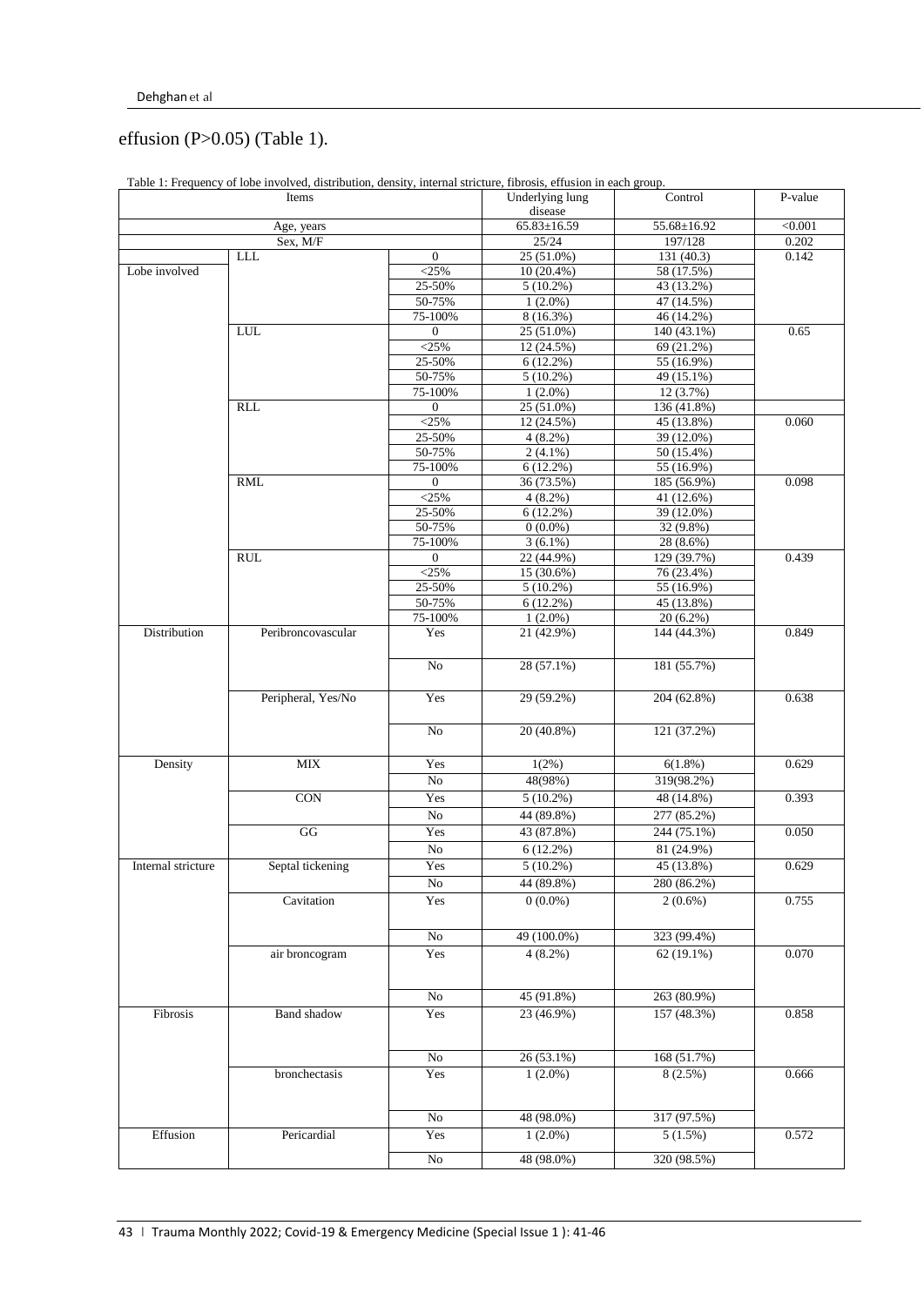effusion (P>0.05) (Table 1).

Table 1: Frequency of lobe involved, distribution, density, internal stricture, fibrosis, effusion in each group.

| Items | | | Underlying lung disease | Control | P-value |
|---|---|---|---|---|---|
| Age, years | | | 65.83±16.59 | 55.68±16.92 | <0.001 |
| Sex, M/F | | | 25/24 | 197/128 | 0.202 |
| Lobe involved | LLL | 0 | 25 (51.0%) | 131 (40.3) | 0.142 |
| | | <25% | 10 (20.4%) | 58 (17.5%) | |
| | | 25-50% | 5 (10.2%) | 43 (13.2%) | |
| | | 50-75% | 1 (2.0%) | 47 (14.5%) | |
| | | 75-100% | 8 (16.3%) | 46 (14.2%) | |
| | LUL | 0 | 25 (51.0%) | 140 (43.1%) | 0.65 |
| | | <25% | 12 (24.5%) | 69 (21.2%) | |
| | | 25-50% | 6 (12.2%) | 55 (16.9%) | |
| | | 50-75% | 5 (10.2%) | 49 (15.1%) | |
| | | 75-100% | 1 (2.0%) | 12 (3.7%) | |
| | RLL | 0 | 25 (51.0%) | 136 (41.8%) | |
| | | <25% | 12 (24.5%) | 45 (13.8%) | 0.060 |
| | | 25-50% | 4 (8.2%) | 39 (12.0%) | |
| | | 50-75% | 2 (4.1%) | 50 (15.4%) | |
| | | 75-100% | 6 (12.2%) | 55 (16.9%) | |
| | RML | 0 | 36 (73.5%) | 185 (56.9%) | 0.098 |
| | | <25% | 4 (8.2%) | 41 (12.6%) | |
| | | 25-50% | 6 (12.2%) | 39 (12.0%) | |
| | | 50-75% | 0 (0.0%) | 32 (9.8%) | |
| | | 75-100% | 3 (6.1%) | 28 (8.6%) | |
| | RUL | 0 | 22 (44.9%) | 129 (39.7%) | 0.439 |
| | | <25% | 15 (30.6%) | 76 (23.4%) | |
| | | 25-50% | 5 (10.2%) | 55 (16.9%) | |
| | | 50-75% | 6 (12.2%) | 45 (13.8%) | |
| | | 75-100% | 1 (2.0%) | 20 (6.2%) | |
| Distribution | Peribroncovascular | Yes | 21 (42.9%) | 144 (44.3%) | 0.849 |
| | | No | 28 (57.1%) | 181 (55.7%) | |
| | Peripheral, Yes/No | Yes | 29 (59.2%) | 204 (62.8%) | 0.638 |
| | | No | 20 (40.8%) | 121 (37.2%) | |
| Density | MIX | Yes | 1(2%) | 6(1.8%) | 0.629 |
| | | No | 48(98%) | 319(98.2%) | |
| | CON | Yes | 5 (10.2%) | 48 (14.8%) | 0.393 |
| | | No | 44 (89.8%) | 277 (85.2%) | |
| | GG | Yes | 43 (87.8%) | 244 (75.1%) | 0.050 |
| | | No | 6 (12.2%) | 81 (24.9%) | |
| Internal stricture | Septal tickening | Yes | 5 (10.2%) | 45 (13.8%) | 0.629 |
| | | No | 44 (89.8%) | 280 (86.2%) | |
| | Cavitation | Yes | 0 (0.0%) | 2 (0.6%) | 0.755 |
| | | No | 49 (100.0%) | 323 (99.4%) | |
| | air broncogram | Yes | 4 (8.2%) | 62 (19.1%) | 0.070 |
| | | No | 45 (91.8%) | 263 (80.9%) | |
| Fibrosis | Band shadow | Yes | 23 (46.9%) | 157 (48.3%) | 0.858 |
| | | No | 26 (53.1%) | 168 (51.7%) | |
| | bronchectasis | Yes | 1 (2.0%) | 8 (2.5%) | 0.666 |
| | | No | 48 (98.0%) | 317 (97.5%) | |
| Effusion | Pericardial | Yes | 1 (2.0%) | 5 (1.5%) | 0.572 |
| | | No | 48 (98.0%) | 320 (98.5%) | |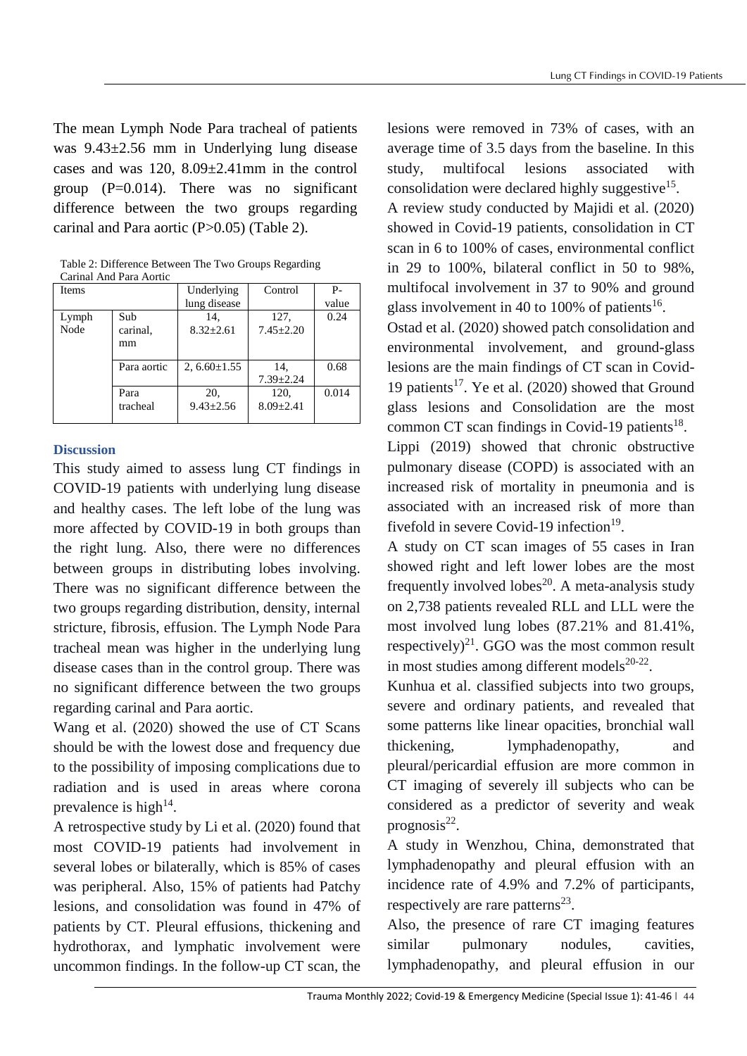The mean Lymph Node Para tracheal of patients was 9.43±2.56 mm in Underlying lung disease cases and was 120, 8.09±2.41mm in the control group (P=0.014). There was no significant difference between the two groups regarding carinal and Para aortic (P>0.05) (Table 2).

Table 2: Difference Between The Two Groups Regarding Carinal And Para Aortic

| Items | | Underlying lung disease | Control | P-value |
|---|---|---|---|---|
| Lymph Node | Sub carinal, mm | 14, 8.32±2.61 | 127, 7.45±2.20 | 0.24 |
| | Para aortic | 2, 6.60±1.55 | 14, 7.39±2.24 | 0.68 |
| | Para tracheal | 20, 9.43±2.56 | 120, 8.09±2.41 | 0.014 |

### Discussion

This study aimed to assess lung CT findings in COVID-19 patients with underlying lung disease and healthy cases. The left lobe of the lung was more affected by COVID-19 in both groups than the right lung. Also, there were no differences between groups in distributing lobes involving. There was no significant difference between the two groups regarding distribution, density, internal stricture, fibrosis, effusion. The Lymph Node Para tracheal mean was higher in the underlying lung disease cases than in the control group. There was no significant difference between the two groups regarding carinal and Para aortic.

Wang et al. (2020) showed the use of CT Scans should be with the lowest dose and frequency due to the possibility of imposing complications due to radiation and is used in areas where corona prevalence is high[14].

A retrospective study by Li et al. (2020) found that most COVID-19 patients had involvement in several lobes or bilaterally, which is 85% of cases was peripheral. Also, 15% of patients had Patchy lesions, and consolidation was found in 47% of patients by CT. Pleural effusions, thickening and hydrothorax, and lymphatic involvement were uncommon findings. In the follow-up CT scan, the lesions were removed in 73% of cases, with an average time of 3.5 days from the baseline. In this study, multifocal lesions associated with consolidation were declared highly suggestive[15].

A review study conducted by Majidi et al. (2020) showed in Covid-19 patients, consolidation in CT scan in 6 to 100% of cases, environmental conflict in 29 to 100%, bilateral conflict in 50 to 98%, multifocal involvement in 37 to 90% and ground glass involvement in 40 to 100% of patients[16].

Ostad et al. (2020) showed patch consolidation and environmental involvement, and ground-glass lesions are the main findings of CT scan in Covid-19 patients[17]. Ye et al. (2020) showed that Ground glass lesions and Consolidation are the most common CT scan findings in Covid-19 patients[18].

Lippi (2019) showed that chronic obstructive pulmonary disease (COPD) is associated with an increased risk of mortality in pneumonia and is associated with an increased risk of more than fivefold in severe Covid-19 infection[19].

A study on CT scan images of 55 cases in Iran showed right and left lower lobes are the most frequently involved lobes[20]. A meta-analysis study on 2,738 patients revealed RLL and LLL were the most involved lung lobes (87.21% and 81.41%, respectively)[21]. GGO was the most common result in most studies among different models[20-22].

Kunhua et al. classified subjects into two groups, severe and ordinary patients, and revealed that some patterns like linear opacities, bronchial wall thickening, lymphadenopathy, and pleural/pericardial effusion are more common in CT imaging of severely ill subjects who can be considered as a predictor of severity and weak prognosis[22].

A study in Wenzhou, China, demonstrated that lymphadenopathy and pleural effusion with an incidence rate of 4.9% and 7.2% of participants, respectively are rare patterns[23].

Also, the presence of rare CT imaging features similar pulmonary nodules, cavities, lymphadenopathy, and pleural effusion in our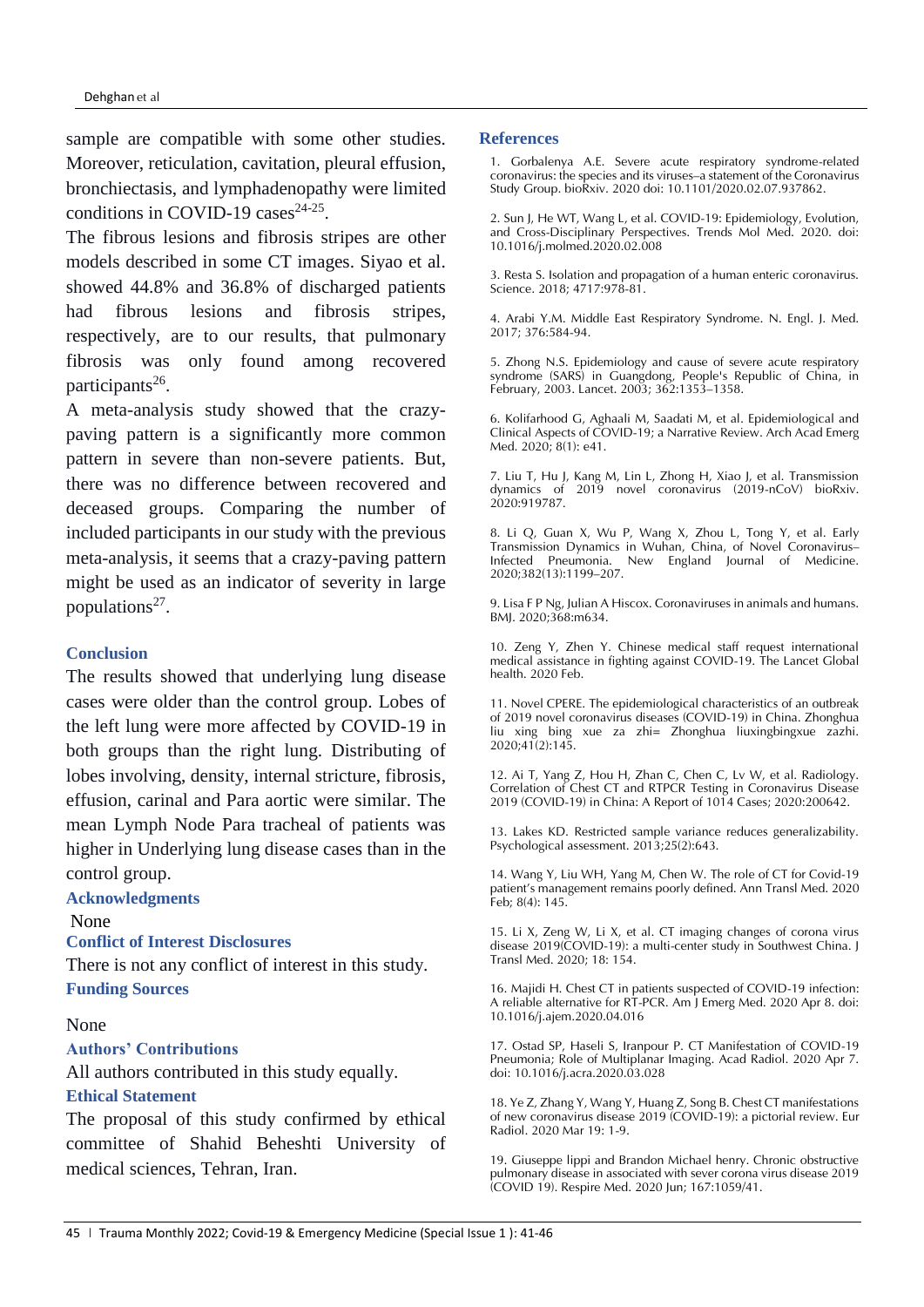sample are compatible with some other studies. Moreover, reticulation, cavitation, pleural effusion, bronchiectasis, and lymphadenopathy were limited conditions in COVID-19 cases[24-25].

The fibrous lesions and fibrosis stripes are other models described in some CT images. Siyao et al. showed 44.8% and 36.8% of discharged patients had fibrous lesions and fibrosis stripes, respectively, are to our results, that pulmonary fibrosis was only found among recovered participants[26].

A meta-analysis study showed that the crazy-paving pattern is a significantly more common pattern in severe than non-severe patients. But, there was no difference between recovered and deceased groups. Comparing the number of included participants in our study with the previous meta-analysis, it seems that a crazy-paving pattern might be used as an indicator of severity in large populations[27].

## Conclusion

The results showed that underlying lung disease cases were older than the control group. Lobes of the left lung were more affected by COVID-19 in both groups than the right lung. Distributing of lobes involving, density, internal stricture, fibrosis, effusion, carinal and Para aortic were similar. The mean Lymph Node Para tracheal of patients was higher in Underlying lung disease cases than in the control group.

## Acknowledgments

None

## Conflict of Interest Disclosures

There is not any conflict of interest in this study.

## Funding Sources

None

## Authors' Contributions

All authors contributed in this study equally.

## Ethical Statement

The proposal of this study confirmed by ethical committee of Shahid Beheshti University of medical sciences, Tehran, Iran.

## References

1. Gorbalenya A.E. Severe acute respiratory syndrome-related coronavirus: the species and its viruses–a statement of the Coronavirus Study Group. bioRxiv. 2020 doi: 10.1101/2020.02.07.937862.

2. Sun J, He WT, Wang L, et al. COVID-19: Epidemiology, Evolution, and Cross-Disciplinary Perspectives. Trends Mol Med. 2020. doi: 10.1016/j.molmed.2020.02.008

3. Resta S. Isolation and propagation of a human enteric coronavirus. Science. 2018; 4717:978-81.

4. Arabi Y.M. Middle East Respiratory Syndrome. N. Engl. J. Med. 2017; 376:584-94.

5. Zhong N.S. Epidemiology and cause of severe acute respiratory syndrome (SARS) in Guangdong, People's Republic of China, in February, 2003. Lancet. 2003; 362:1353–1358.

6. Kolifarhood G, Aghaali M, Saadati M, et al. Epidemiological and Clinical Aspects of COVID-19; a Narrative Review. Arch Acad Emerg Med. 2020; 8(1): e41.

7. Liu T, Hu J, Kang M, Lin L, Zhong H, Xiao J, et al. Transmission dynamics of 2019 novel coronavirus (2019-nCoV) bioRxiv. 2020:919787.

8. Li Q, Guan X, Wu P, Wang X, Zhou L, Tong Y, et al. Early Transmission Dynamics in Wuhan, China, of Novel Coronavirus–Infected Pneumonia. New England Journal of Medicine. 2020;382(13):1199–207.

9. Lisa F P Ng, Julian A Hiscox. Coronaviruses in animals and humans. BMJ. 2020;368:m634.

10. Zeng Y, Zhen Y. Chinese medical staff request international medical assistance in fighting against COVID-19. The Lancet Global health. 2020 Feb.

11. Novel CPERE. The epidemiological characteristics of an outbreak of 2019 novel coronavirus diseases (COVID-19) in China. Zhonghua liu xing bing xue za zhi= Zhonghua liuxingbingxue zazhi. 2020;41(2):145.

12. Ai T, Yang Z, Hou H, Zhan C, Chen C, Lv W, et al. Radiology. Correlation of Chest CT and RTPCR Testing in Coronavirus Disease 2019 (COVID-19) in China: A Report of 1014 Cases; 2020:200642.

13. Lakes KD. Restricted sample variance reduces generalizability. Psychological assessment. 2013;25(2):643.

14. Wang Y, Liu WH, Yang M, Chen W. The role of CT for Covid-19 patient's management remains poorly defined. Ann Transl Med. 2020 Feb; 8(4): 145.

15. Li X, Zeng W, Li X, et al. CT imaging changes of corona virus disease 2019(COVID-19): a multi-center study in Southwest China. J Transl Med. 2020; 18: 154.

16. Majidi H. Chest CT in patients suspected of COVID-19 infection: A reliable alternative for RT-PCR. Am J Emerg Med. 2020 Apr 8. doi: 10.1016/j.ajem.2020.04.016

17. Ostad SP, Haseli S, Iranpour P. CT Manifestation of COVID-19 Pneumonia; Role of Multiplanar Imaging. Acad Radiol. 2020 Apr 7. doi: 10.1016/j.acra.2020.03.028

18. Ye Z, Zhang Y, Wang Y, Huang Z, Song B. Chest CT manifestations of new coronavirus disease 2019 (COVID-19): a pictorial review. Eur Radiol. 2020 Mar 19: 1-9.

19. Giuseppe lippi and Brandon Michael henry. Chronic obstructive pulmonary disease in associated with sever corona virus disease 2019 (COVID 19). Respire Med. 2020 Jun; 167:1059/41.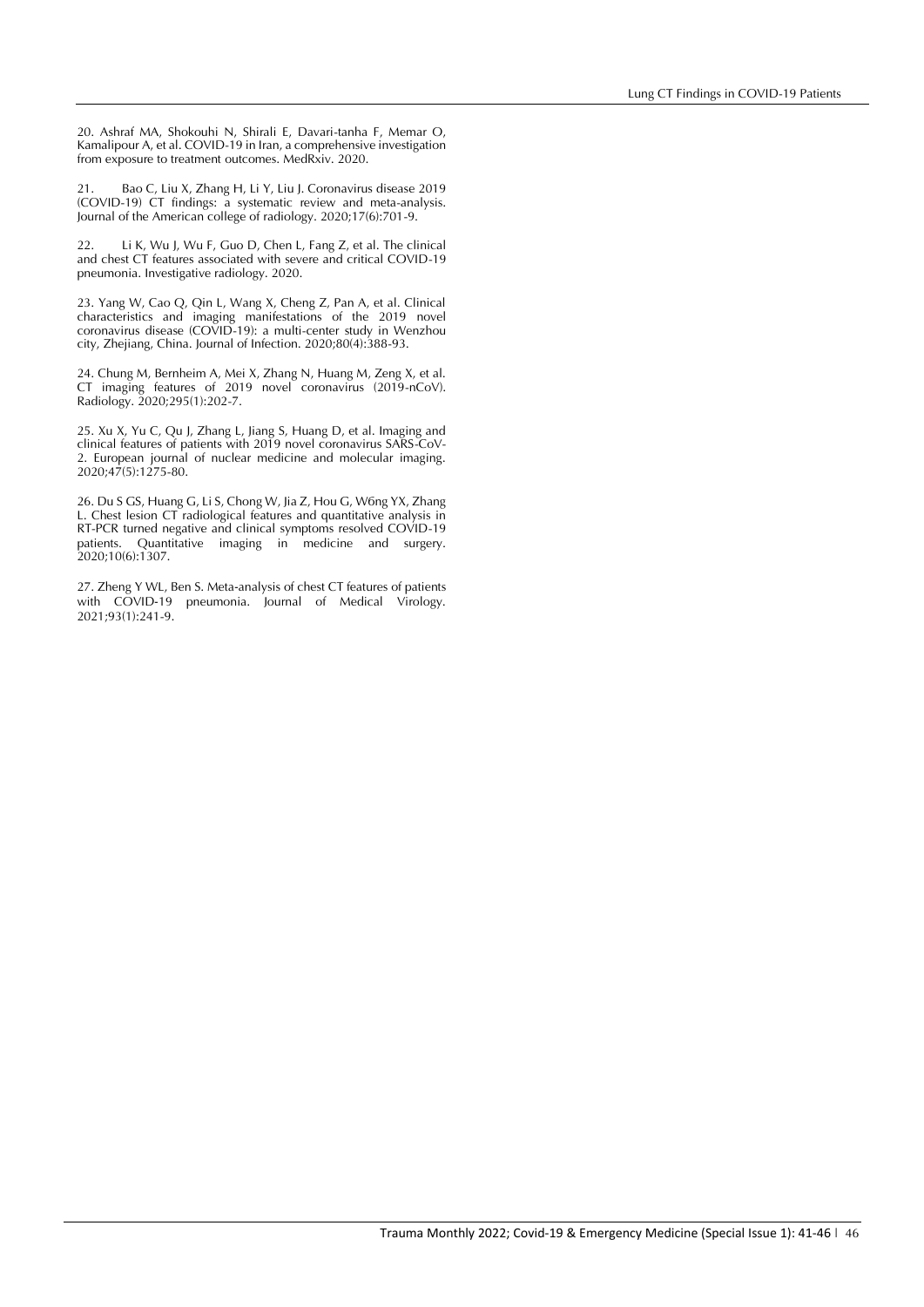20. Ashraf MA, Shokouhi N, Shirali E, Davari-tanha F, Memar O, Kamalipour A, et al. COVID-19 in Iran, a comprehensive investigation from exposure to treatment outcomes. MedRxiv. 2020.

21. Bao C, Liu X, Zhang H, Li Y, Liu J. Coronavirus disease 2019 (COVID-19) CT findings: a systematic review and meta-analysis. Journal of the American college of radiology. 2020;17(6):701-9.

22. Li K, Wu J, Wu F, Guo D, Chen L, Fang Z, et al. The clinical and chest CT features associated with severe and critical COVID-19 pneumonia. Investigative radiology. 2020.

23. Yang W, Cao Q, Qin L, Wang X, Cheng Z, Pan A, et al. Clinical characteristics and imaging manifestations of the 2019 novel coronavirus disease (COVID-19): a multi-center study in Wenzhou city, Zhejiang, China. Journal of Infection. 2020;80(4):388-93.

24. Chung M, Bernheim A, Mei X, Zhang N, Huang M, Zeng X, et al. CT imaging features of 2019 novel coronavirus (2019-nCoV). Radiology. 2020;295(1):202-7.

25. Xu X, Yu C, Qu J, Zhang L, Jiang S, Huang D, et al. Imaging and clinical features of patients with 2019 novel coronavirus SARS-CoV-2. European journal of nuclear medicine and molecular imaging. 2020;47(5):1275-80.

26. Du S GS, Huang G, Li S, Chong W, Jia Z, Hou G, W6ng YX, Zhang L. Chest lesion CT radiological features and quantitative analysis in RT-PCR turned negative and clinical symptoms resolved COVID-19 patients. Quantitative imaging in medicine and surgery. 2020;10(6):1307.

27. Zheng Y WL, Ben S. Meta-analysis of chest CT features of patients with COVID-19 pneumonia. Journal of Medical Virology. 2021;93(1):241-9.